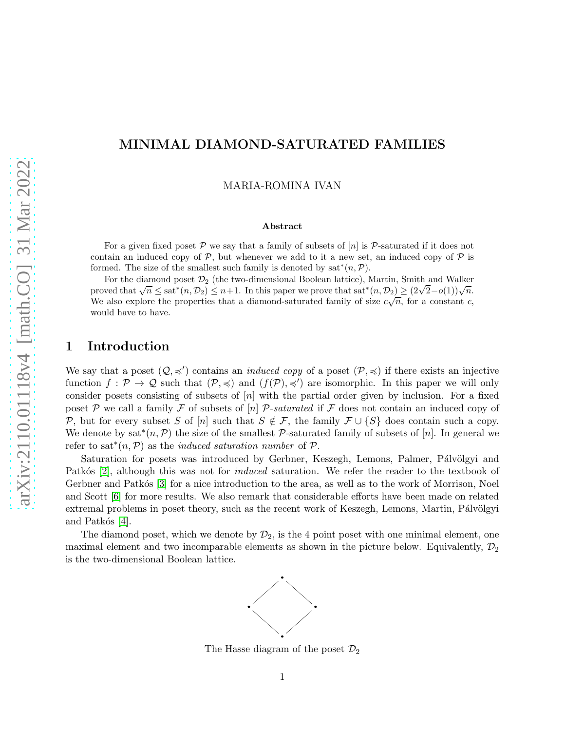# MINIMAL DIAMOND-SATURATED FAMILIES

MARIA-ROMINA IVAN

**Abstract**

For a given fixed poset $\mathcal{P}$ we say that a family of subsets of $[n]$ is $\mathcal{P}$-saturated if it does not contain an induced copy of $\mathcal{P}$, but whenever we add to it a new set, an induced copy of $\mathcal{P}$ is formed. The size of the smallest such family is denoted by $\text{sat}^*(n, \mathcal{P})$.

For the diamond poset $\mathcal{D}_2$ (the two-dimensional Boolean lattice), Martin, Smith and Walker proved that $\sqrt{n} \leq \text{sat}^*(n, \mathcal{D}_2) \leq n+1$. In this paper we prove that $\text{sat}^*(n, \mathcal{D}_2) \geq (2\sqrt{2}-o(1))\sqrt{n}$. We also explore the properties that a diamond-saturated family of size $c\sqrt{n}$, for a constant $c$, would have to have.

## 1 Introduction

We say that a poset $(\mathcal{Q}, \preccurlyeq')$ contains an *induced copy* of a poset $(\mathcal{P}, \preccurlyeq)$ if there exists an injective function $f : \mathcal{P} \to \mathcal{Q}$ such that $(\mathcal{P}, \preccurlyeq)$ and $(f(\mathcal{P}), \preccurlyeq')$ are isomorphic. In this paper we will only consider posets consisting of subsets of $[n]$ with the partial order given by inclusion. For a fixed poset $\mathcal{P}$ we call a family $\mathcal{F}$ of subsets of $[n]$ $\mathcal{P}$*-saturated* if $\mathcal{F}$ does not contain an induced copy of $\mathcal{P}$, but for every subset $S$ of $[n]$ such that $S \notin \mathcal{F}$, the family $\mathcal{F} \cup \{S\}$ does contain such a copy. We denote by $\text{sat}^*(n, \mathcal{P})$ the size of the smallest $\mathcal{P}$-saturated family of subsets of $[n]$. In general we refer to $\text{sat}^*(n, \mathcal{P})$ as the *induced saturation number* of $\mathcal{P}$.

Saturation for posets was introduced by Gerbner, Keszegh, Lemons, Palmer, Pálvölgyi and Patkós [2], although this was not for *induced* saturation. We refer the reader to the textbook of Gerbner and Patkós [3] for a nice introduction to the area, as well as to the work of Morrison, Noel and Scott [6] for more results. We also remark that considerable efforts have been made on related extremal problems in poset theory, such as the recent work of Keszegh, Lemons, Martin, Pálvölgyi and Patkós [4].

The diamond poset, which we denote by $\mathcal{D}_2$, is the 4 point poset with one minimal element, one maximal element and two incomparable elements as shown in the picture below. Equivalently, $\mathcal{D}_2$ is the two-dimensional Boolean lattice.

The Hasse diagram of the poset $\mathcal{D}_2$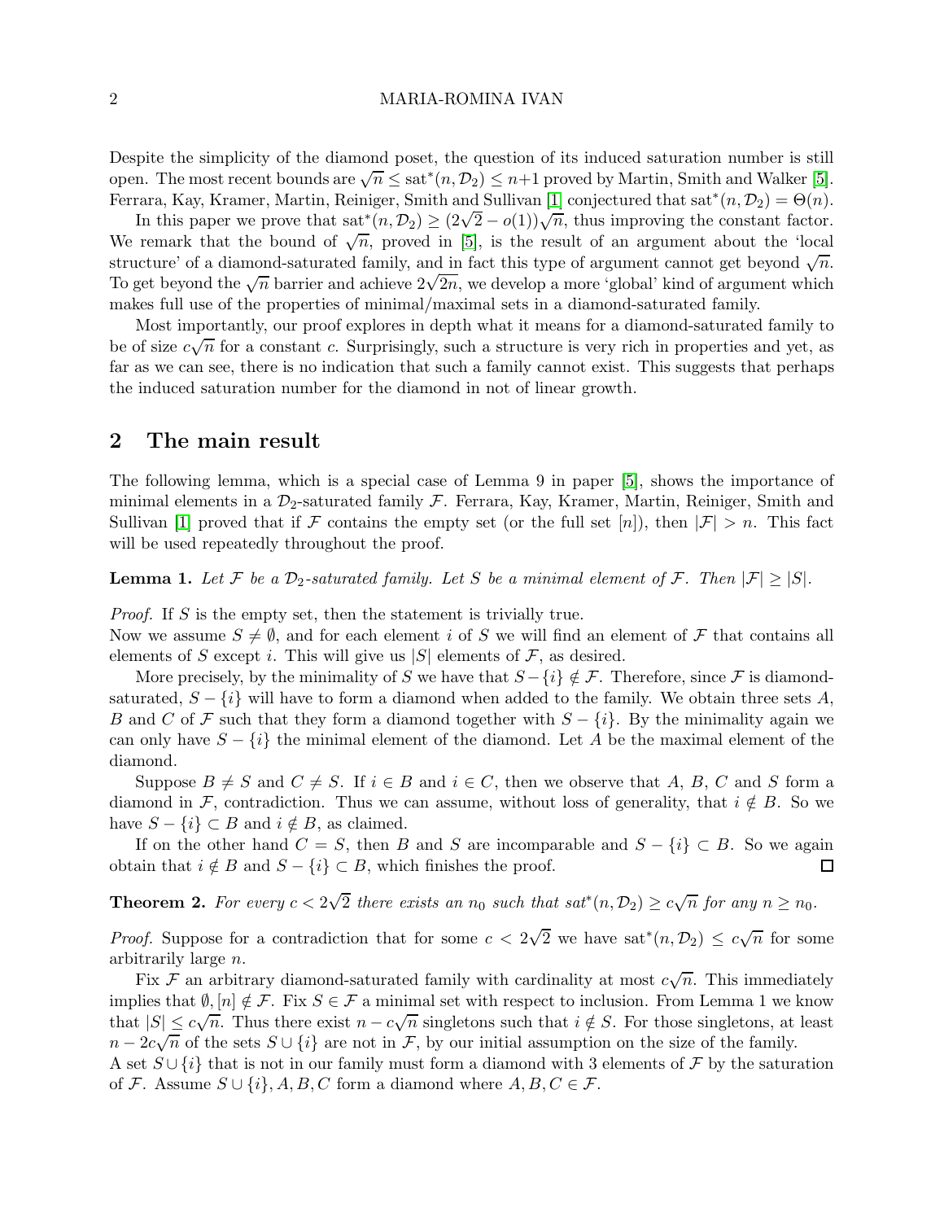Despite the simplicity of the diamond poset, the question of its induced saturation number is still open. The most recent bounds are $\sqrt{n} \leq \text{sat}^*(n, \mathcal{D}_2) \leq n+1$ proved by Martin, Smith and Walker [5]. Ferrara, Kay, Kramer, Martin, Reiniger, Smith and Sullivan [1] conjectured that $\text{sat}^*(n, \mathcal{D}_2) = \Theta(n)$.

In this paper we prove that $\text{sat}^*(n, \mathcal{D}_2) \geq (2\sqrt{2} - o(1))\sqrt{n}$, thus improving the constant factor. We remark that the bound of $\sqrt{n}$, proved in [5], is the result of an argument about the 'local structure' of a diamond-saturated family, and in fact this type of argument cannot get beyond $\sqrt{n}$. To get beyond the $\sqrt{n}$ barrier and achieve $2\sqrt{2n}$, we develop a more 'global' kind of argument which makes full use of the properties of minimal/maximal sets in a diamond-saturated family.

Most importantly, our proof explores in depth what it means for a diamond-saturated family to be of size $c\sqrt{n}$ for a constant $c$. Surprisingly, such a structure is very rich in properties and yet, as far as we can see, there is no indication that such a family cannot exist. This suggests that perhaps the induced saturation number for the diamond in not of linear growth.

## 2 The main result

The following lemma, which is a special case of Lemma 9 in paper [5], shows the importance of minimal elements in a $\mathcal{D}_2$-saturated family $\mathcal{F}$. Ferrara, Kay, Kramer, Martin, Reiniger, Smith and Sullivan [1] proved that if $\mathcal{F}$ contains the empty set (or the full set $[n]$), then $|\mathcal{F}| > n$. This fact will be used repeatedly throughout the proof.

**Lemma 1.** *Let $\mathcal{F}$ be a $\mathcal{D}_2$-saturated family. Let $S$ be a minimal element of $\mathcal{F}$. Then $|\mathcal{F}| \geq |S|$.*

*Proof.* If $S$ is the empty set, then the statement is trivially true.
Now we assume $S \neq \emptyset$, and for each element $i$ of $S$ we will find an element of $\mathcal{F}$ that contains all elements of $S$ except $i$. This will give us $|S|$ elements of $\mathcal{F}$, as desired.

More precisely, by the minimality of $S$ we have that $S - \{i\} \notin \mathcal{F}$. Therefore, since $\mathcal{F}$ is diamond-saturated, $S - \{i\}$ will have to form a diamond when added to the family. We obtain three sets $A$, $B$ and $C$ of $\mathcal{F}$ such that they form a diamond together with $S - \{i\}$. By the minimality again we can only have $S - \{i\}$ the minimal element of the diamond. Let $A$ be the maximal element of the diamond.

Suppose $B \neq S$ and $C \neq S$. If $i \in B$ and $i \in C$, then we observe that $A$, $B$, $C$ and $S$ form a diamond in $\mathcal{F}$, contradiction. Thus we can assume, without loss of generality, that $i \notin B$. So we have $S - \{i\} \subset B$ and $i \notin B$, as claimed.

If on the other hand $C = S$, then $B$ and $S$ are incomparable and $S - \{i\} \subset B$. So we again obtain that $i \notin B$ and $S - \{i\} \subset B$, which finishes the proof. $\square$

**Theorem 2.** *For every $c < 2\sqrt{2}$ there exists an $n_0$ such that $\text{sat}^*(n, \mathcal{D}_2) \geq c\sqrt{n}$ for any $n \geq n_0$.*

*Proof.* Suppose for a contradiction that for some $c < 2\sqrt{2}$ we have $\text{sat}^*(n, \mathcal{D}_2) \leq c\sqrt{n}$ for some arbitrarily large $n$.

Fix $\mathcal{F}$ an arbitrary diamond-saturated family with cardinality at most $c\sqrt{n}$. This immediately implies that $\emptyset, [n] \notin \mathcal{F}$. Fix $S \in \mathcal{F}$ a minimal set with respect to inclusion. From Lemma 1 we know that $|S| \leq c\sqrt{n}$. Thus there exist $n - c\sqrt{n}$ singletons such that $i \notin S$. For those singletons, at least $n - 2c\sqrt{n}$ of the sets $S \cup \{i\}$ are not in $\mathcal{F}$, by our initial assumption on the size of the family.
A set $S \cup \{i\}$ that is not in our family must form a diamond with 3 elements of $\mathcal{F}$ by the saturation of $\mathcal{F}$. Assume $S \cup \{i\}, A, B, C$ form a diamond where $A, B, C \in \mathcal{F}$.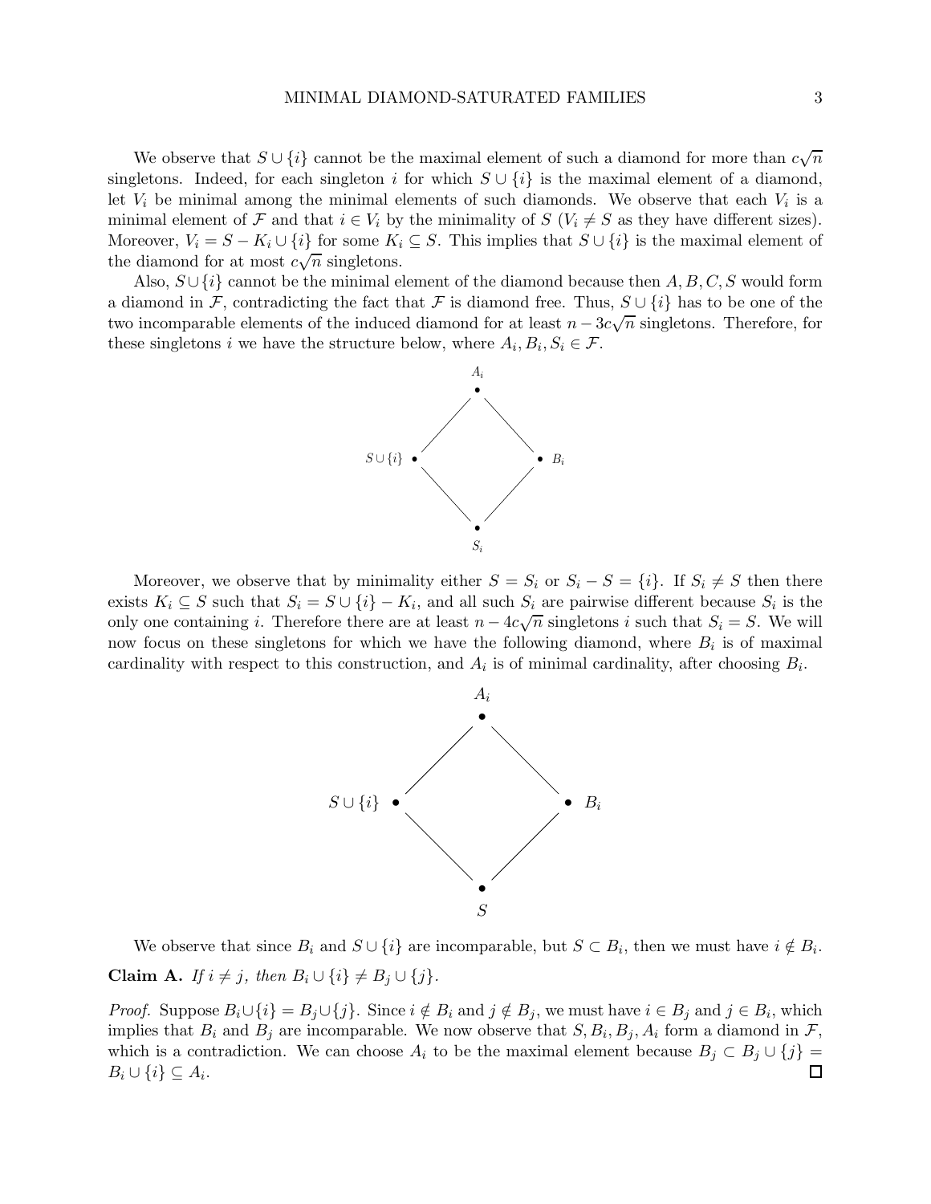We observe that $S \cup \{i\}$ cannot be the maximal element of such a diamond for more than $c\sqrt{n}$ singletons. Indeed, for each singleton $i$ for which $S \cup \{i\}$ is the maximal element of a diamond, let $V_i$ be minimal among the minimal elements of such diamonds. We observe that each $V_i$ is a minimal element of $\mathcal{F}$ and that $i \in V_i$ by the minimality of $S$ ($V_i \neq S$ as they have different sizes). Moreover, $V_i = S - K_i \cup \{i\}$ for some $K_i \subseteq S$. This implies that $S \cup \{i\}$ is the maximal element of the diamond for at most $c\sqrt{n}$ singletons.

Also, $S \cup \{i\}$ cannot be the minimal element of the diamond because then $A, B, C, S$ would form a diamond in $\mathcal{F}$, contradicting the fact that $\mathcal{F}$ is diamond free. Thus, $S \cup \{i\}$ has to be one of the two incomparable elements of the induced diamond for at least $n - 3c\sqrt{n}$ singletons. Therefore, for these singletons $i$ we have the structure below, where $A_i, B_i, S_i \in \mathcal{F}$.

Moreover, we observe that by minimality either $S = S_i$ or $S_i - S = \{i\}$. If $S_i \neq S$ then there exists $K_i \subseteq S$ such that $S_i = S \cup \{i\} - K_i$, and all such $S_i$ are pairwise different because $S_i$ is the only one containing $i$. Therefore there are at least $n - 4c\sqrt{n}$ singletons $i$ such that $S_i = S$. We will now focus on these singletons for which we have the following diamond, where $B_i$ is of maximal cardinality with respect to this construction, and $A_i$ is of minimal cardinality, after choosing $B_i$.

We observe that since $B_i$ and $S \cup \{i\}$ are incomparable, but $S \subset B_i$, then we must have $i \notin B_i$.

**Claim A.** *If $i \neq j$, then $B_i \cup \{i\} \neq B_j \cup \{j\}$.*

*Proof.* Suppose $B_i \cup \{i\} = B_j \cup \{j\}$. Since $i \notin B_i$ and $j \notin B_j$, we must have $i \in B_j$ and $j \in B_i$, which implies that $B_i$ and $B_j$ are incomparable. We now observe that $S, B_i, B_j, A_i$ form a diamond in $\mathcal{F}$, which is a contradiction. We can choose $A_i$ to be the maximal element because $B_j \subset B_j \cup \{j\} = B_i \cup \{i\} \subseteq A_i$. $\square$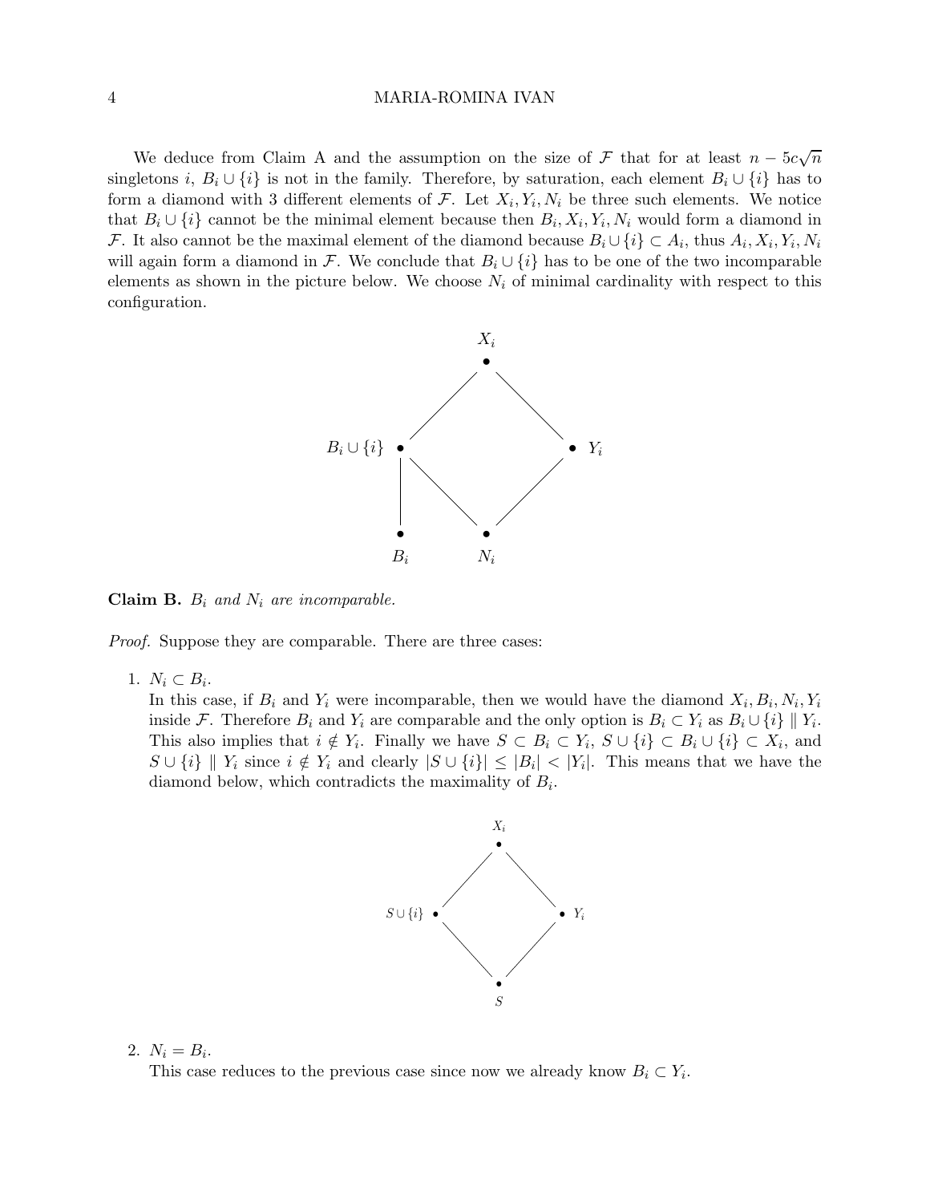We deduce from Claim A and the assumption on the size of $\mathcal{F}$ that for at least $n - 5c\sqrt{n}$ singletons $i$, $B_i \cup \{i\}$ is not in the family. Therefore, by saturation, each element $B_i \cup \{i\}$ has to form a diamond with 3 different elements of $\mathcal{F}$. Let $X_i, Y_i, N_i$ be three such elements. We notice that $B_i \cup \{i\}$ cannot be the minimal element because then $B_i, X_i, Y_i, N_i$ would form a diamond in $\mathcal{F}$. It also cannot be the maximal element of the diamond because $B_i \cup \{i\} \subset A_i$, thus $A_i, X_i, Y_i, N_i$ will again form a diamond in $\mathcal{F}$. We conclude that $B_i \cup \{i\}$ has to be one of the two incomparable elements as shown in the picture below. We choose $N_i$ of minimal cardinality with respect to this configuration.

**Claim B.** *$B_i$ and $N_i$ are incomparable.*

*Proof.* Suppose they are comparable. There are three cases:

1. $N_i \subset B_i$.
   In this case, if $B_i$ and $Y_i$ were incomparable, then we would have the diamond $X_i, B_i, N_i, Y_i$ inside $\mathcal{F}$. Therefore $B_i$ and $Y_i$ are comparable and the only option is $B_i \subset Y_i$ as $B_i \cup \{i\} \parallel Y_i$. This also implies that $i \notin Y_i$. Finally we have $S \subset B_i \subset Y_i$, $S \cup \{i\} \subset B_i \cup \{i\} \subset X_i$, and $S \cup \{i\} \parallel Y_i$ since $i \notin Y_i$ and clearly $|S \cup \{i\}| \leq |B_i| < |Y_i|$. This means that we have the diamond below, which contradicts the maximality of $B_i$.

2. $N_i = B_i$.
   This case reduces to the previous case since now we already know $B_i \subset Y_i$.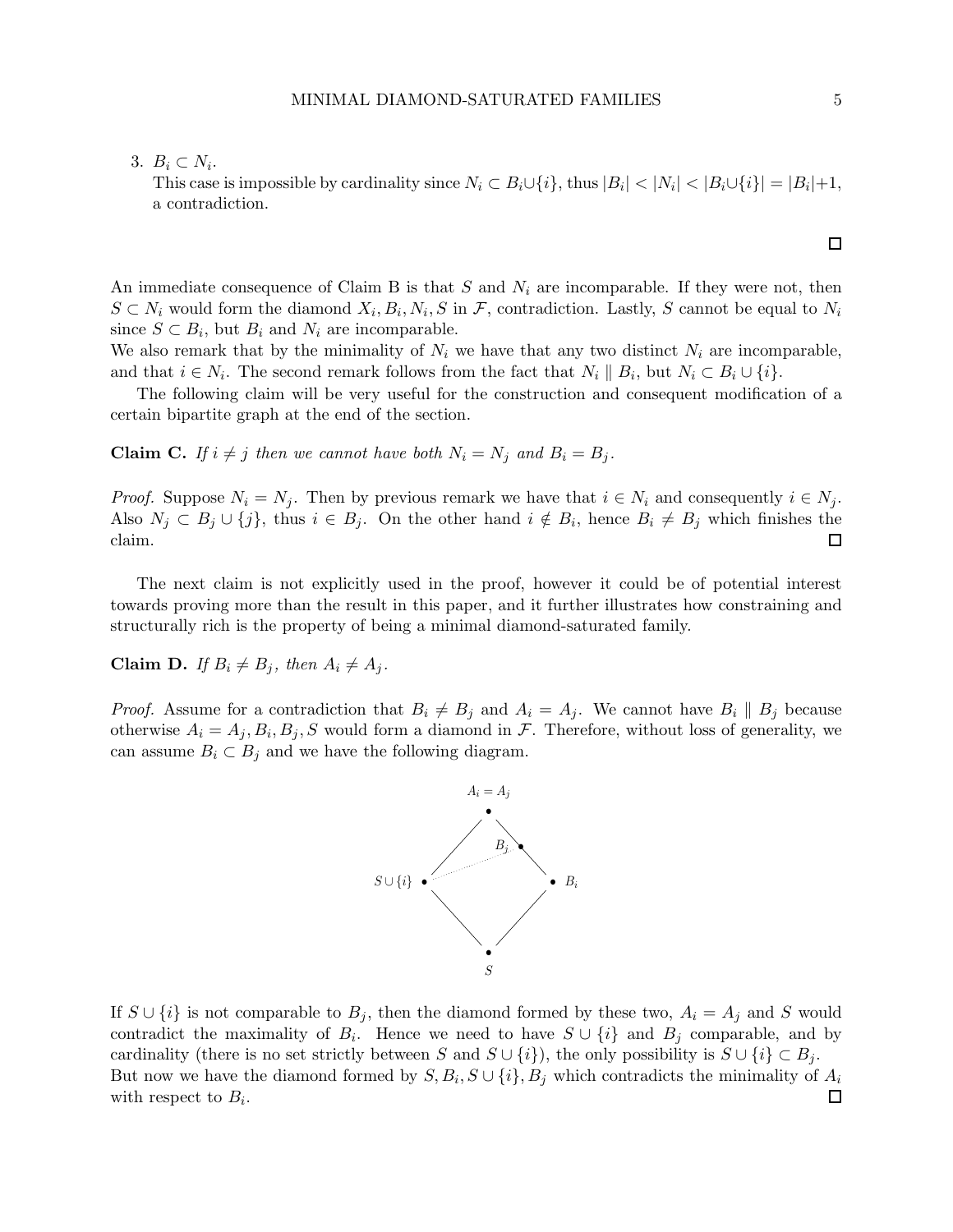3. $B_i \subset N_i$.
   This case is impossible by cardinality since $N_i \subset B_i \cup \{i\}$, thus $|B_i| < |N_i| < |B_i \cup \{i\}| = |B_i|+1$, a contradiction.

□

An immediate consequence of Claim B is that $S$ and $N_i$ are incomparable. If they were not, then $S \subset N_i$ would form the diamond $X_i, B_i, N_i, S$ in $\mathcal{F}$, contradiction. Lastly, $S$ cannot be equal to $N_i$ since $S \subset B_i$, but $B_i$ and $N_i$ are incomparable.
We also remark that by the minimality of $N_i$ we have that any two distinct $N_i$ are incomparable, and that $i \in N_i$. The second remark follows from the fact that $N_i \parallel B_i$, but $N_i \subset B_i \cup \{i\}$.

The following claim will be very useful for the construction and consequent modification of a certain bipartite graph at the end of the section.

**Claim C.** *If $i \neq j$ then we cannot have both $N_i = N_j$ and $B_i = B_j$.*

*Proof.* Suppose $N_i = N_j$. Then by previous remark we have that $i \in N_i$ and consequently $i \in N_j$. Also $N_j \subset B_j \cup \{j\}$, thus $i \in B_j$. On the other hand $i \notin B_i$, hence $B_i \neq B_j$ which finishes the claim. □

The next claim is not explicitly used in the proof, however it could be of potential interest towards proving more than the result in this paper, and it further illustrates how constraining and structurally rich is the property of being a minimal diamond-saturated family.

**Claim D.** *If $B_i \neq B_j$, then $A_i \neq A_j$.*

*Proof.* Assume for a contradiction that $B_i \neq B_j$ and $A_i = A_j$. We cannot have $B_i \parallel B_j$ because otherwise $A_i = A_j, B_i, B_j, S$ would form a diamond in $\mathcal{F}$. Therefore, without loss of generality, we can assume $B_i \subset B_j$ and we have the following diagram.

If $S \cup \{i\}$ is not comparable to $B_j$, then the diamond formed by these two, $A_i = A_j$ and $S$ would contradict the maximality of $B_i$. Hence we need to have $S \cup \{i\}$ and $B_j$ comparable, and by cardinality (there is no set strictly between $S$ and $S \cup \{i\}$), the only possibility is $S \cup \{i\} \subset B_j$. But now we have the diamond formed by $S, B_i, S \cup \{i\}, B_j$ which contradicts the minimality of $A_i$ with respect to $B_i$. □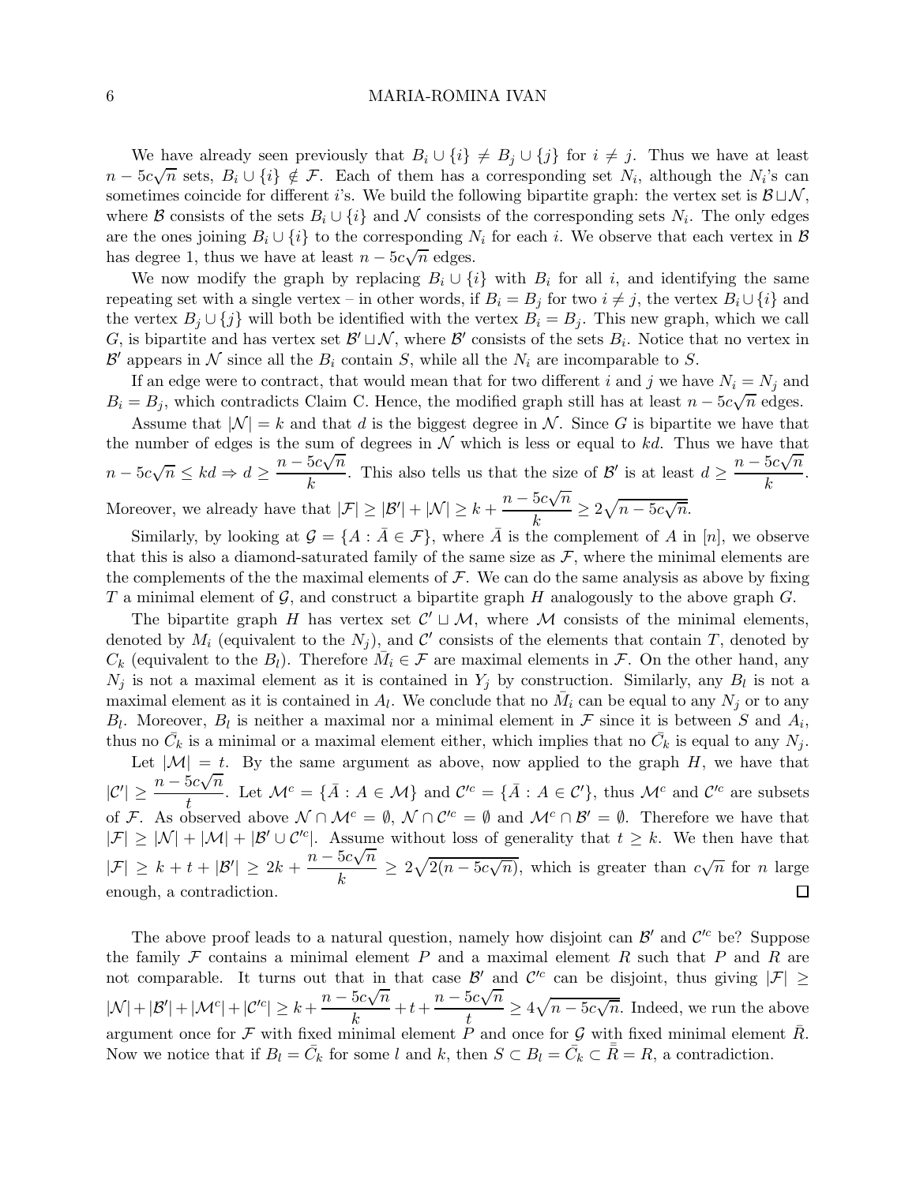We have already seen previously that $B_i \cup \{i\} \neq B_j \cup \{j\}$ for $i \neq j$. Thus we have at least $n - 5c\sqrt{n}$ sets, $B_i \cup \{i\} \notin \mathcal{F}$. Each of them has a corresponding set $N_i$, although the $N_i$'s can sometimes coincide for different $i$'s. We build the following bipartite graph: the vertex set is $\mathcal{B} \sqcup \mathcal{N}$, where $\mathcal{B}$ consists of the sets $B_i \cup \{i\}$ and $\mathcal{N}$ consists of the corresponding sets $N_i$. The only edges are the ones joining $B_i \cup \{i\}$ to the corresponding $N_i$ for each $i$. We observe that each vertex in $\mathcal{B}$ has degree 1, thus we have at least $n - 5c\sqrt{n}$ edges.

We now modify the graph by replacing $B_i \cup \{i\}$ with $B_i$ for all $i$, and identifying the same repeating set with a single vertex – in other words, if $B_i = B_j$ for two $i \neq j$, the vertex $B_i \cup \{i\}$ and the vertex $B_j \cup \{j\}$ will both be identified with the vertex $B_i = B_j$. This new graph, which we call $G$, is bipartite and has vertex set $\mathcal{B}' \sqcup \mathcal{N}$, where $\mathcal{B}'$ consists of the sets $B_i$. Notice that no vertex in $\mathcal{B}'$ appears in $\mathcal{N}$ since all the $B_i$ contain $S$, while all the $N_i$ are incomparable to $S$.

If an edge were to contract, that would mean that for two different $i$ and $j$ we have $N_i = N_j$ and $B_i = B_j$, which contradicts Claim C. Hence, the modified graph still has at least $n - 5c\sqrt{n}$ edges.

Assume that $|\mathcal{N}| = k$ and that $d$ is the biggest degree in $\mathcal{N}$. Since $G$ is bipartite we have that the number of edges is the sum of degrees in $\mathcal{N}$ which is less or equal to $kd$. Thus we have that $n - 5c\sqrt{n} \leq kd \Rightarrow d \geq \dfrac{n - 5c\sqrt{n}}{k}$. This also tells us that the size of $\mathcal{B}'$ is at least $d \geq \dfrac{n - 5c\sqrt{n}}{k}$. Moreover, we already have that $|\mathcal{F}| \geq |\mathcal{B}'| + |\mathcal{N}| \geq k + \dfrac{n - 5c\sqrt{n}}{k} \geq 2\sqrt{n - 5c\sqrt{n}}$.

Similarly, by looking at $\mathcal{G} = \{A : \bar{A} \in \mathcal{F}\}$, where $\bar{A}$ is the complement of $A$ in $[n]$, we observe that this is also a diamond-saturated family of the same size as $\mathcal{F}$, where the minimal elements are the complements of the the maximal elements of $\mathcal{F}$. We can do the same analysis as above by fixing $T$ a minimal element of $\mathcal{G}$, and construct a bipartite graph $H$ analogously to the above graph $G$.

The bipartite graph $H$ has vertex set $\mathcal{C}' \sqcup \mathcal{M}$, where $\mathcal{M}$ consists of the minimal elements, denoted by $M_i$ (equivalent to the $N_j$), and $\mathcal{C}'$ consists of the elements that contain $T$, denoted by $C_k$ (equivalent to the $B_l$). Therefore $\bar{M}_i \in \mathcal{F}$ are maximal elements in $\mathcal{F}$. On the other hand, any $N_j$ is not a maximal element as it is contained in $Y_j$ by construction. Similarly, any $B_l$ is not a maximal element as it is contained in $A_l$. We conclude that no $\bar{M}_i$ can be equal to any $N_j$ or to any $B_l$. Moreover, $B_l$ is neither a maximal nor a minimal element in $\mathcal{F}$ since it is between $S$ and $A_i$, thus no $\bar{C}_k$ is a minimal or a maximal element either, which implies that no $\bar{C}_k$ is equal to any $N_j$.

Let $|\mathcal{M}| = t$. By the same argument as above, now applied to the graph $H$, we have that $|\mathcal{C}'| \geq \dfrac{n - 5c\sqrt{n}}{t}$. Let $\mathcal{M}^c = \{\bar{A} : A \in \mathcal{M}\}$ and $\mathcal{C}'^c = \{\bar{A} : A \in \mathcal{C}'\}$, thus $\mathcal{M}^c$ and $\mathcal{C}'^c$ are subsets of $\mathcal{F}$. As observed above $\mathcal{N} \cap \mathcal{M}^c = \emptyset$, $\mathcal{N} \cap \mathcal{C}'^c = \emptyset$ and $\mathcal{M}^c \cap \mathcal{B}' = \emptyset$. Therefore we have that $|\mathcal{F}| \geq |\mathcal{N}| + |\mathcal{M}| + |\mathcal{B}' \cup \mathcal{C}'^c|$. Assume without loss of generality that $t \geq k$. We then have that $|\mathcal{F}| \geq k + t + |\mathcal{B}'| \geq 2k + \dfrac{n - 5c\sqrt{n}}{k} \geq 2\sqrt{2(n - 5c\sqrt{n})}$, which is greater than $c\sqrt{n}$ for $n$ large enough, a contradiction. $\square$

The above proof leads to a natural question, namely how disjoint can $\mathcal{B}'$ and $\mathcal{C}'^c$ be? Suppose the family $\mathcal{F}$ contains a minimal element $P$ and a maximal element $R$ such that $P$ and $R$ are not comparable. It turns out that in that case $\mathcal{B}'$ and $\mathcal{C}'^c$ can be disjoint, thus giving $|\mathcal{F}| \geq |\mathcal{N}| + |\mathcal{B}'| + |\mathcal{M}^c| + |\mathcal{C}'^c| \geq k + \dfrac{n - 5c\sqrt{n}}{k} + t + \dfrac{n - 5c\sqrt{n}}{t} \geq 4\sqrt{n - 5c\sqrt{n}}$. Indeed, we run the above argument once for $\mathcal{F}$ with fixed minimal element $P$ and once for $\mathcal{G}$ with fixed minimal element $\bar{R}$. Now we notice that if $B_l = \bar{C}_k$ for some $l$ and $k$, then $S \subset B_l = \bar{C}_k \subset \bar{\bar{R}} = R$, a contradiction.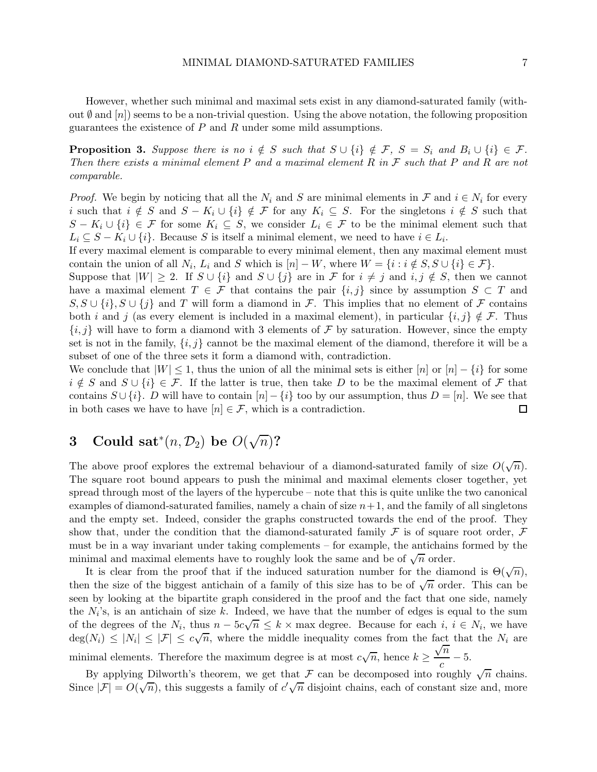However, whether such minimal and maximal sets exist in any diamond-saturated family (without $\emptyset$ and $[n]$) seems to be a non-trivial question. Using the above notation, the following proposition guarantees the existence of $P$ and $R$ under some mild assumptions.

**Proposition 3.** *Suppose there is no $i \notin S$ such that $S \cup \{i\} \notin \mathcal{F}$, $S = S_i$ and $B_i \cup \{i\} \in \mathcal{F}$. Then there exists a minimal element $P$ and a maximal element $R$ in $\mathcal{F}$ such that $P$ and $R$ are not comparable.*

*Proof.* We begin by noticing that all the $N_i$ and $S$ are minimal elements in $\mathcal{F}$ and $i \in N_i$ for every $i$ such that $i \notin S$ and $S - K_i \cup \{i\} \notin \mathcal{F}$ for any $K_i \subseteq S$. For the singletons $i \notin S$ such that $S - K_i \cup \{i\} \in \mathcal{F}$ for some $K_i \subseteq S$, we consider $L_i \in \mathcal{F}$ to be the minimal element such that $L_i \subseteq S - K_i \cup \{i\}$. Because $S$ is itself a minimal element, we need to have $i \in L_i$.
If every maximal element is comparable to every minimal element, then any maximal element must contain the union of all $N_i$, $L_i$ and $S$ which is $[n] - W$, where $W = \{i : i \notin S, S \cup \{i\} \in \mathcal{F}\}$.
Suppose that $|W| \geq 2$. If $S \cup \{i\}$ and $S \cup \{j\}$ are in $\mathcal{F}$ for $i \neq j$ and $i, j \notin S$, then we cannot have a maximal element $T \in \mathcal{F}$ that contains the pair $\{i, j\}$ since by assumption $S \subset T$ and $S, S \cup \{i\}, S \cup \{j\}$ and $T$ will form a diamond in $\mathcal{F}$. This implies that no element of $\mathcal{F}$ contains both $i$ and $j$ (as every element is included in a maximal element), in particular $\{i, j\} \notin \mathcal{F}$. Thus $\{i, j\}$ will have to form a diamond with 3 elements of $\mathcal{F}$ by saturation. However, since the empty set is not in the family, $\{i, j\}$ cannot be the maximal element of the diamond, therefore it will be a subset of one of the three sets it form a diamond with, contradiction.
We conclude that $|W| \leq 1$, thus the union of all the minimal sets is either $[n]$ or $[n] - \{i\}$ for some $i \notin S$ and $S \cup \{i\} \in \mathcal{F}$. If the latter is true, then take $D$ to be the maximal element of $\mathcal{F}$ that contains $S \cup \{i\}$. $D$ will have to contain $[n] - \{i\}$ too by our assumption, thus $D = [n]$. We see that in both cases we have to have $[n] \in \mathcal{F}$, which is a contradiction. $\square$

## 3 Could $\text{sat}^*(n, \mathcal{D}_2)$ be $O(\sqrt{n})$?

The above proof explores the extremal behaviour of a diamond-saturated family of size $O(\sqrt{n})$. The square root bound appears to push the minimal and maximal elements closer together, yet spread through most of the layers of the hypercube – note that this is quite unlike the two canonical examples of diamond-saturated families, namely a chain of size $n+1$, and the family of all singletons and the empty set. Indeed, consider the graphs constructed towards the end of the proof. They show that, under the condition that the diamond-saturated family $\mathcal{F}$ is of square root order, $\mathcal{F}$ must be in a way invariant under taking complements – for example, the antichains formed by the minimal and maximal elements have to roughly look the same and be of $\sqrt{n}$ order.

It is clear from the proof that if the induced saturation number for the diamond is $\Theta(\sqrt{n})$, then the size of the biggest antichain of a family of this size has to be of $\sqrt{n}$ order. This can be seen by looking at the bipartite graph considered in the proof and the fact that one side, namely the $N_i$'s, is an antichain of size $k$. Indeed, we have that the number of edges is equal to the sum of the degrees of the $N_i$, thus $n - 5c\sqrt{n} \leq k \times$ max degree. Because for each $i$, $i \in N_i$, we have $\deg(N_i) \leq |N_i| \leq |\mathcal{F}| \leq c\sqrt{n}$, where the middle inequality comes from the fact that the $N_i$ are minimal elements. Therefore the maximum degree is at most $c\sqrt{n}$, hence $k \geq \dfrac{\sqrt{n}}{c} - 5$.

By applying Dilworth's theorem, we get that $\mathcal{F}$ can be decomposed into roughly $\sqrt{n}$ chains. Since $|\mathcal{F}| = O(\sqrt{n})$, this suggests a family of $c'\sqrt{n}$ disjoint chains, each of constant size and, more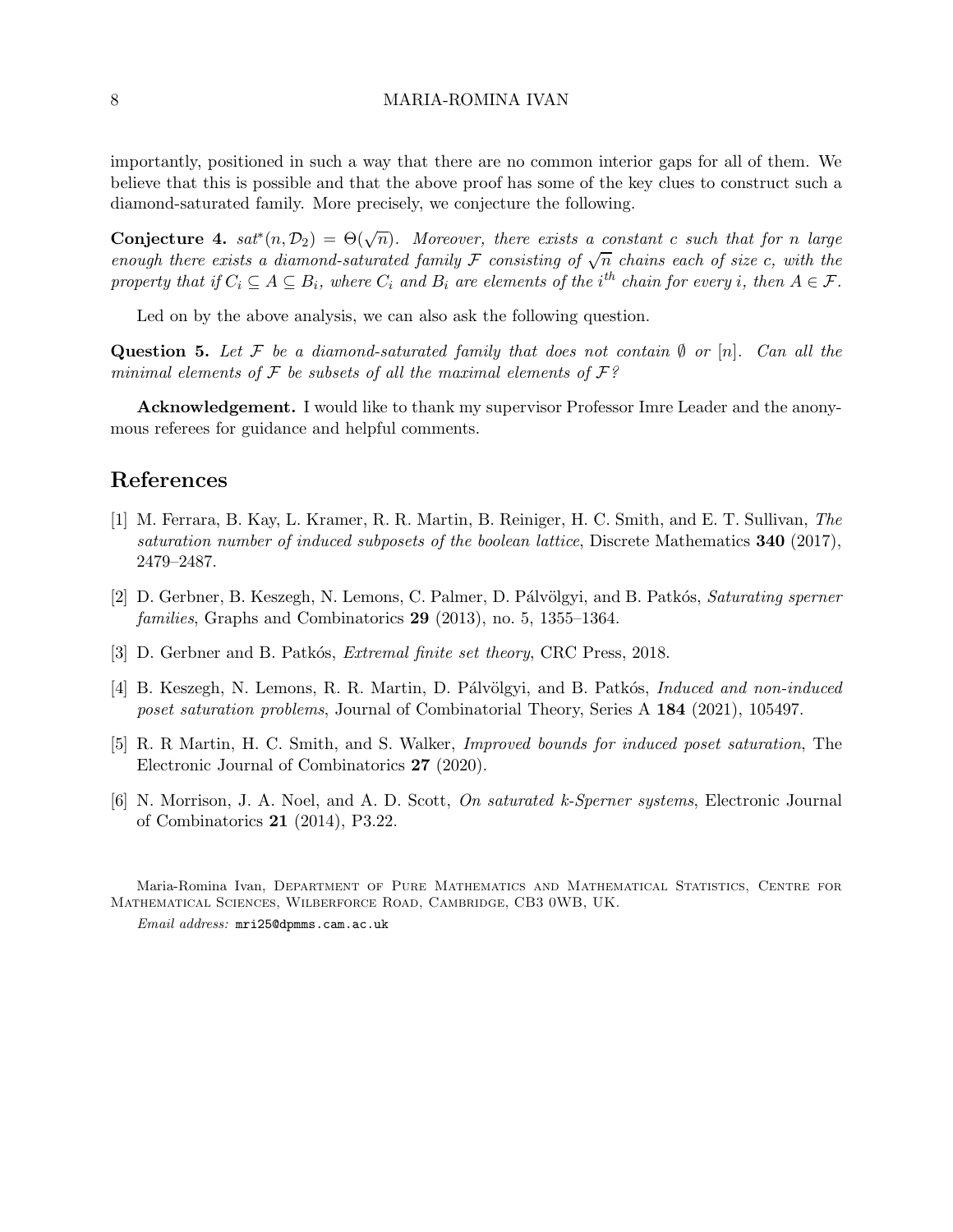importantly, positioned in such a way that there are no common interior gaps for all of them. We believe that this is possible and that the above proof has some of the key clues to construct such a diamond-saturated family. More precisely, we conjecture the following.

**Conjecture 4.** *$sat^*(n, \mathcal{D}_2) = \Theta(\sqrt{n})$. Moreover, there exists a constant $c$ such that for $n$ large enough there exists a diamond-saturated family $\mathcal{F}$ consisting of $\sqrt{n}$ chains each of size $c$, with the property that if $C_i \subseteq A \subseteq B_i$, where $C_i$ and $B_i$ are elements of the $i^{th}$ chain for every $i$, then $A \in \mathcal{F}$.*

Led on by the above analysis, we can also ask the following question.

**Question 5.** *Let $\mathcal{F}$ be a diamond-saturated family that does not contain $\emptyset$ or $[n]$. Can all the minimal elements of $\mathcal{F}$ be subsets of all the maximal elements of $\mathcal{F}$?*

**Acknowledgement.** I would like to thank my supervisor Professor Imre Leader and the anonymous referees for guidance and helpful comments.

## References

[1] M. Ferrara, B. Kay, L. Kramer, R. R. Martin, B. Reiniger, H. C. Smith, and E. T. Sullivan, *The saturation number of induced subposets of the boolean lattice*, Discrete Mathematics **340** (2017), 2479–2487.

[2] D. Gerbner, B. Keszegh, N. Lemons, C. Palmer, D. Pálvölgyi, and B. Patkós, *Saturating sperner families*, Graphs and Combinatorics **29** (2013), no. 5, 1355–1364.

[3] D. Gerbner and B. Patkós, *Extremal finite set theory*, CRC Press, 2018.

[4] B. Keszegh, N. Lemons, R. R. Martin, D. Pálvölgyi, and B. Patkós, *Induced and non-induced poset saturation problems*, Journal of Combinatorial Theory, Series A **184** (2021), 105497.

[5] R. R Martin, H. C. Smith, and S. Walker, *Improved bounds for induced poset saturation*, The Electronic Journal of Combinatorics **27** (2020).

[6] N. Morrison, J. A. Noel, and A. D. Scott, *On saturated k-Sperner systems*, Electronic Journal of Combinatorics **21** (2014), P3.22.

Maria-Romina Ivan, Department of Pure Mathematics and Mathematical Statistics, Centre for Mathematical Sciences, Wilberforce Road, Cambridge, CB3 0WB, UK.

*Email address:* mri25@dpmms.cam.ac.uk